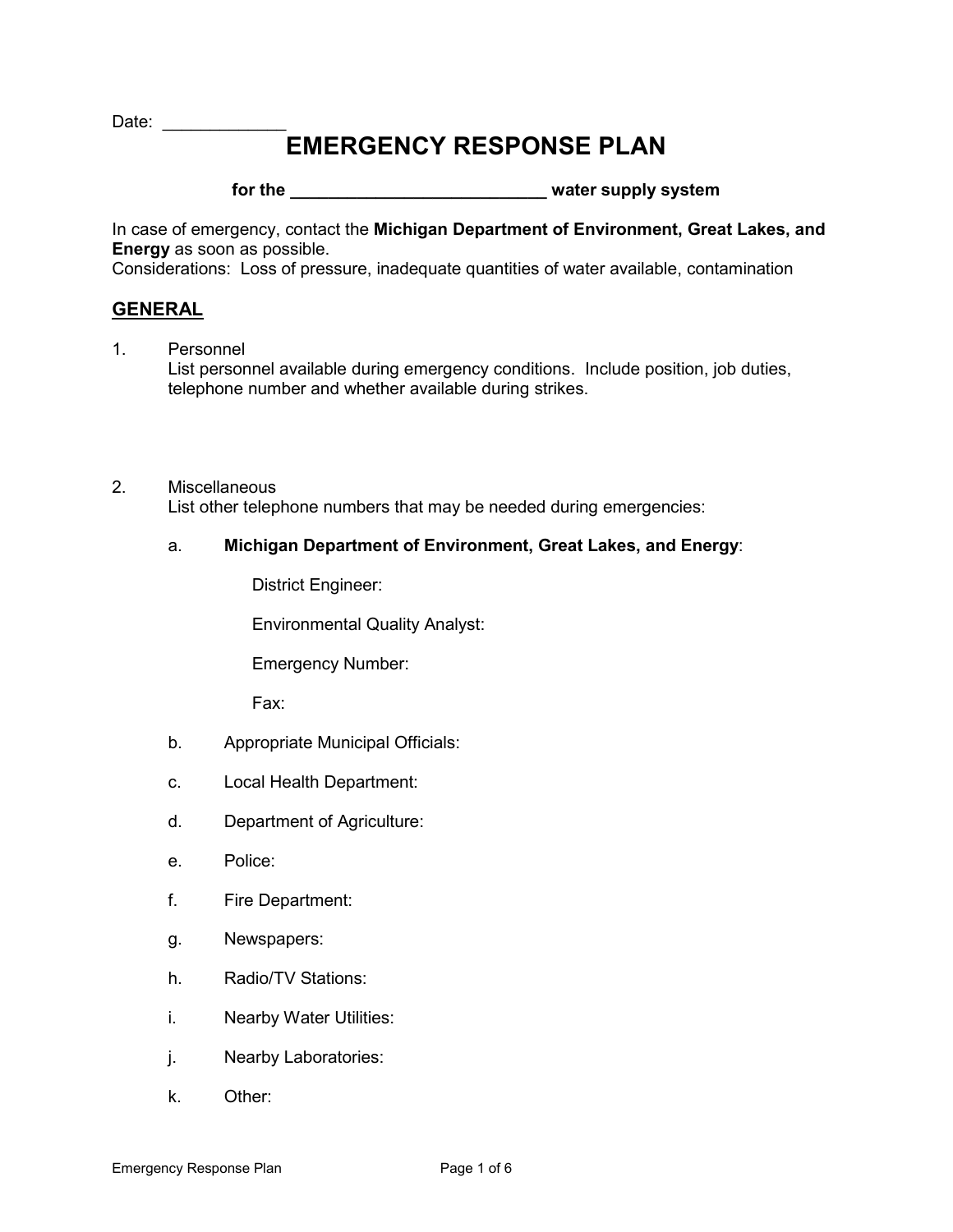Date: ____________

# EMERGENCY RESPONSE PLAN

**for the __________________________ water supply system**

In case of emergency, contact the **Michigan Department of Environment, Great Lakes, and Energy** as soon as possible.
Considerations: Loss of pressure, inadequate quantities of water available, contamination

## GENERAL

1. Personnel
   List personnel available during emergency conditions. Include position, job duties, telephone number and whether available during strikes.

2. Miscellaneous
   List other telephone numbers that may be needed during emergencies:

   a. **Michigan Department of Environment, Great Lakes, and Energy**:

      District Engineer:

      Environmental Quality Analyst:

      Emergency Number:

      Fax:

   b. Appropriate Municipal Officials:

   c. Local Health Department:

   d. Department of Agriculture:

   e. Police:

   f. Fire Department:

   g. Newspapers:

   h. Radio/TV Stations:

   i. Nearby Water Utilities:

   j. Nearby Laboratories:

   k. Other: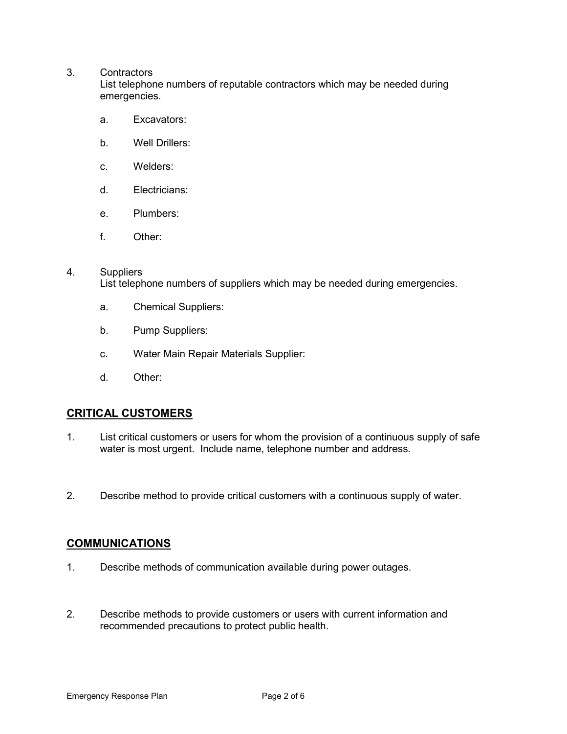3. Contractors
   List telephone numbers of reputable contractors which may be needed during emergencies.

   a. Excavators:

   b. Well Drillers:

   c. Welders:

   d. Electricians:

   e. Plumbers:

   f. Other:

4. Suppliers
   List telephone numbers of suppliers which may be needed during emergencies.

   a. Chemical Suppliers:

   b. Pump Suppliers:

   c. Water Main Repair Materials Supplier:

   d. Other:

## CRITICAL CUSTOMERS

1. List critical customers or users for whom the provision of a continuous supply of safe water is most urgent. Include name, telephone number and address.

2. Describe method to provide critical customers with a continuous supply of water.

## COMMUNICATIONS

1. Describe methods of communication available during power outages.

2. Describe methods to provide customers or users with current information and recommended precautions to protect public health.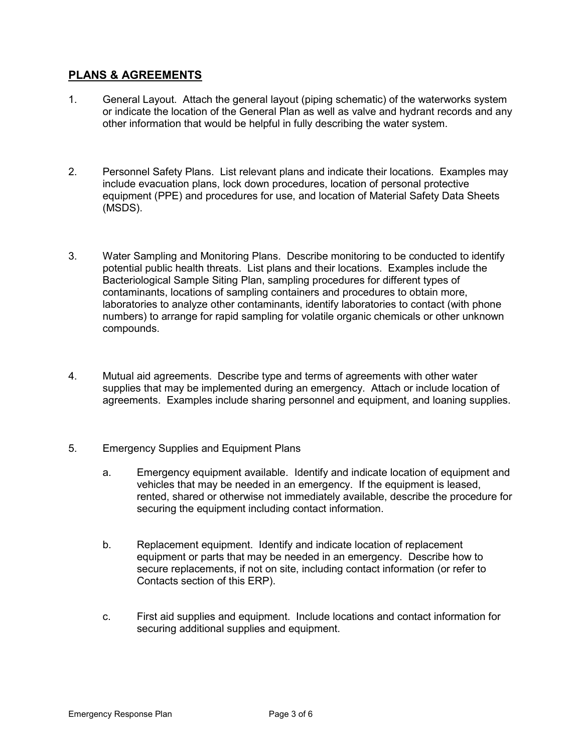## PLANS & AGREEMENTS

1. General Layout. Attach the general layout (piping schematic) of the waterworks system or indicate the location of the General Plan as well as valve and hydrant records and any other information that would be helpful in fully describing the water system.

2. Personnel Safety Plans. List relevant plans and indicate their locations. Examples may include evacuation plans, lock down procedures, location of personal protective equipment (PPE) and procedures for use, and location of Material Safety Data Sheets (MSDS).

3. Water Sampling and Monitoring Plans. Describe monitoring to be conducted to identify potential public health threats. List plans and their locations. Examples include the Bacteriological Sample Siting Plan, sampling procedures for different types of contaminants, locations of sampling containers and procedures to obtain more, laboratories to analyze other contaminants, identify laboratories to contact (with phone numbers) to arrange for rapid sampling for volatile organic chemicals or other unknown compounds.

4. Mutual aid agreements. Describe type and terms of agreements with other water supplies that may be implemented during an emergency. Attach or include location of agreements. Examples include sharing personnel and equipment, and loaning supplies.

5. Emergency Supplies and Equipment Plans

   a. Emergency equipment available. Identify and indicate location of equipment and vehicles that may be needed in an emergency. If the equipment is leased, rented, shared or otherwise not immediately available, describe the procedure for securing the equipment including contact information.

   b. Replacement equipment. Identify and indicate location of replacement equipment or parts that may be needed in an emergency. Describe how to secure replacements, if not on site, including contact information (or refer to Contacts section of this ERP).

   c. First aid supplies and equipment. Include locations and contact information for securing additional supplies and equipment.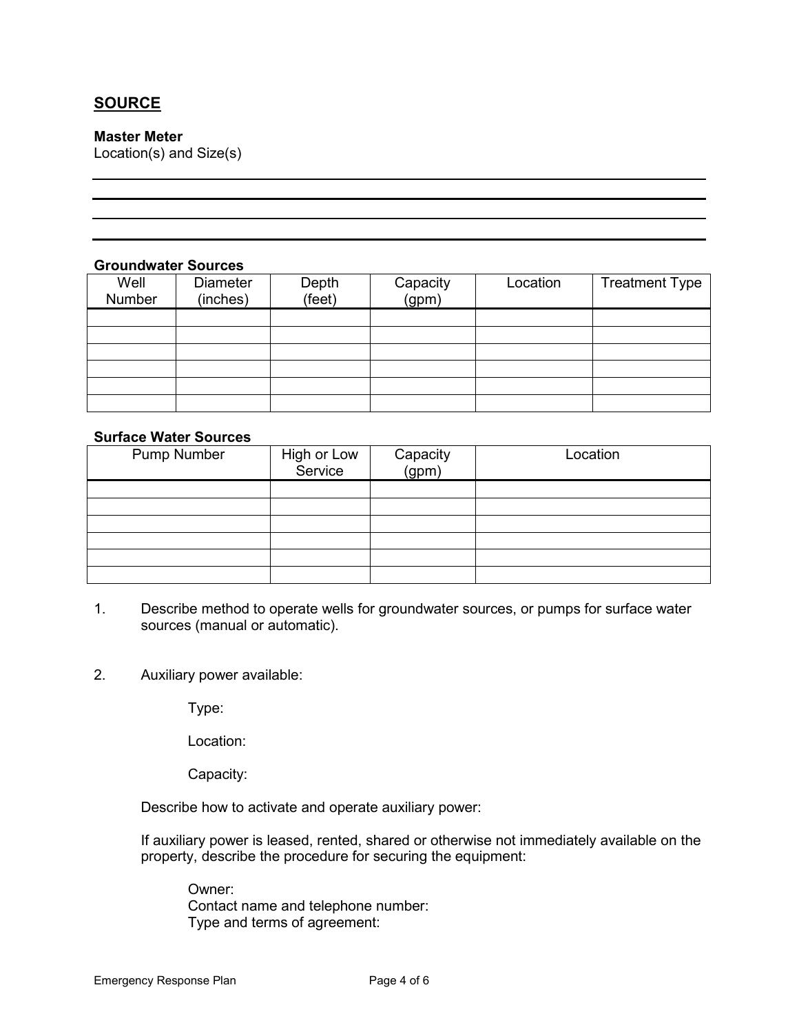## SOURCE

**Master Meter**
Location(s) and Size(s)

**Groundwater Sources**

| Well Number | Diameter (inches) | Depth (feet) | Capacity (gpm) | Location | Treatment Type |
|---|---|---|---|---|---|
| | | | | | |
| | | | | | |
| | | | | | |
| | | | | | |
| | | | | | |
| | | | | | |

**Surface Water Sources**

| Pump Number | High or Low Service | Capacity (gpm) | Location |
|---|---|---|---|
| | | | |
| | | | |
| | | | |
| | | | |
| | | | |
| | | | |

1. Describe method to operate wells for groundwater sources, or pumps for surface water sources (manual or automatic).

2. Auxiliary power available:

   Type:

   Location:

   Capacity:

   Describe how to activate and operate auxiliary power:

   If auxiliary power is leased, rented, shared or otherwise not immediately available on the property, describe the procedure for securing the equipment:

   Owner:
   Contact name and telephone number:
   Type and terms of agreement: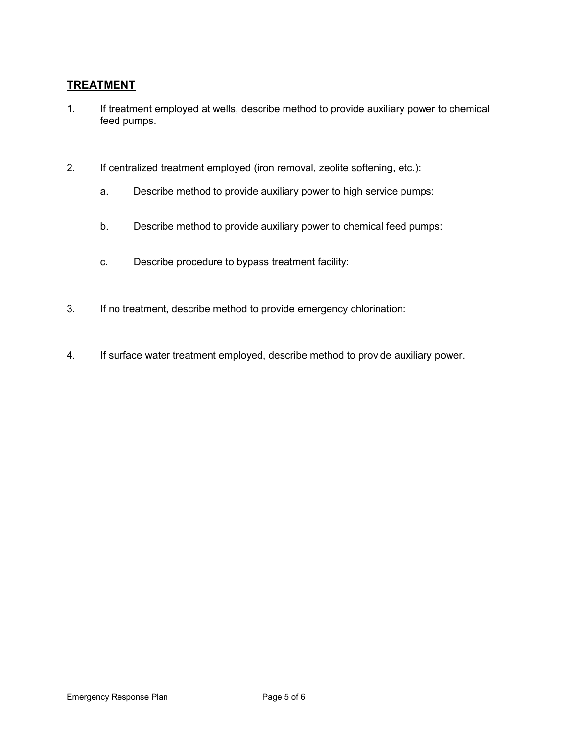## TREATMENT

1. If treatment employed at wells, describe method to provide auxiliary power to chemical feed pumps.

2. If centralized treatment employed (iron removal, zeolite softening, etc.):

    a. Describe method to provide auxiliary power to high service pumps:

    b. Describe method to provide auxiliary power to chemical feed pumps:

    c. Describe procedure to bypass treatment facility:

3. If no treatment, describe method to provide emergency chlorination:

4. If surface water treatment employed, describe method to provide auxiliary power.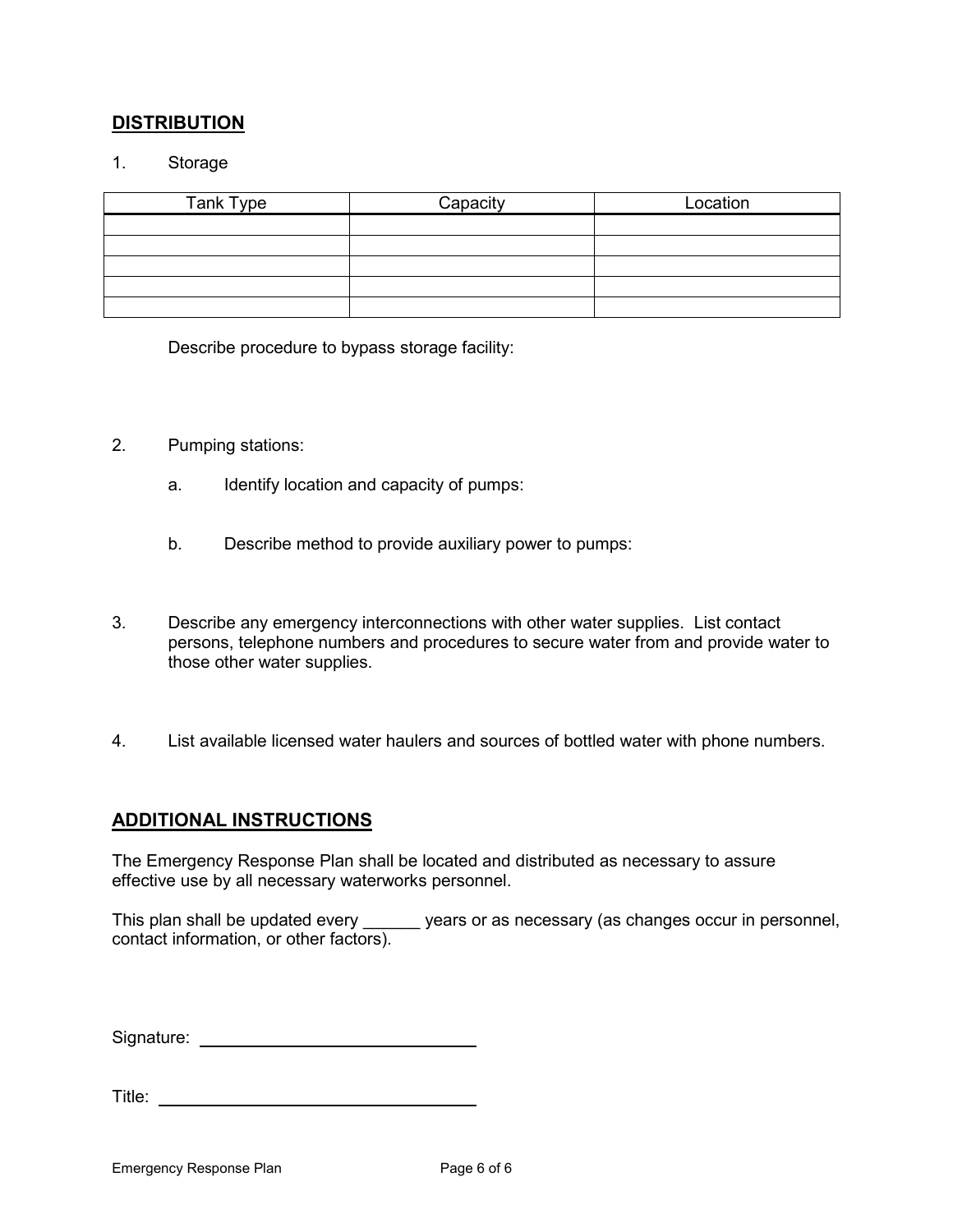## **DISTRIBUTION**

1. Storage

| Tank Type | Capacity | Location |
|---|---|---|
| | | |
| | | |
| | | |
| | | |
| | | |

Describe procedure to bypass storage facility:

2. Pumping stations:

    a. Identify location and capacity of pumps:

    b. Describe method to provide auxiliary power to pumps:

3. Describe any emergency interconnections with other water supplies. List contact persons, telephone numbers and procedures to secure water from and provide water to those other water supplies.

4. List available licensed water haulers and sources of bottled water with phone numbers.

## **ADDITIONAL INSTRUCTIONS**

The Emergency Response Plan shall be located and distributed as necessary to assure effective use by all necessary waterworks personnel.

This plan shall be updated every ______ years or as necessary (as changes occur in personnel, contact information, or other factors).

Signature: ______________________________

Title: ______________________________